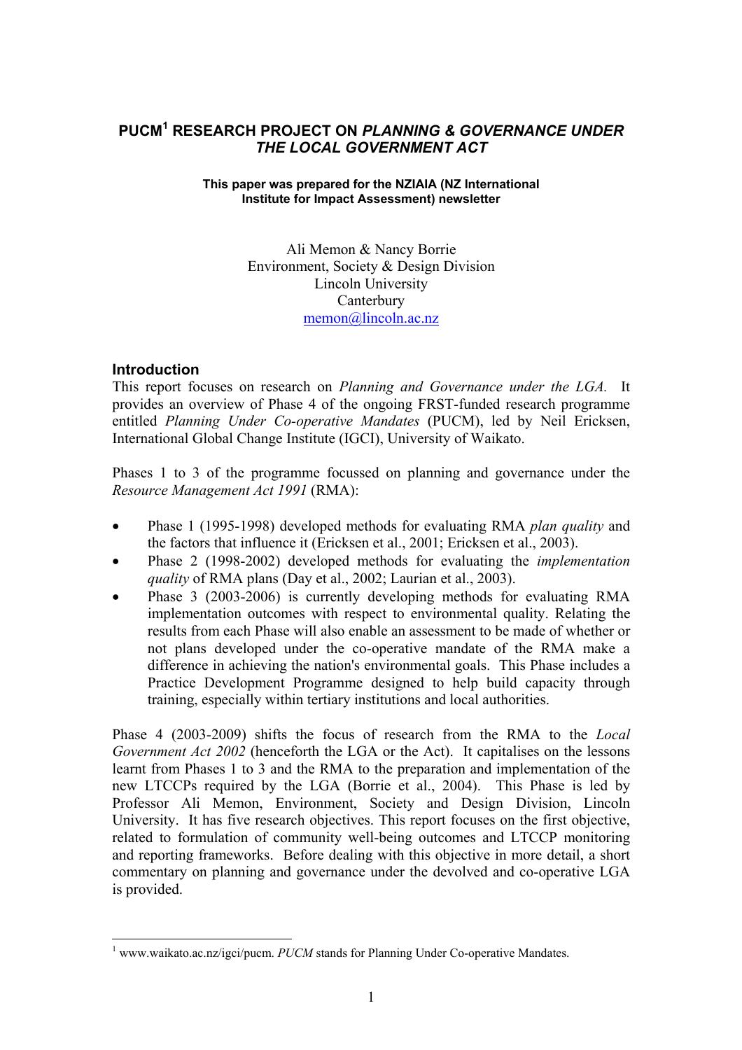# PUCM[1] RESEARCH PROJECT ON *PLANNING & GOVERNANCE UNDER THE LOCAL GOVERNMENT ACT*

**This paper was prepared for the NZIAIA (NZ International Institute for Impact Assessment) newsletter**

Ali Memon & Nancy Borrie
Environment, Society & Design Division
Lincoln University
Canterbury
memon@lincoln.ac.nz

## Introduction

This report focuses on research on *Planning and Governance under the LGA.* It provides an overview of Phase 4 of the ongoing FRST-funded research programme entitled *Planning Under Co-operative Mandates* (PUCM), led by Neil Ericksen, International Global Change Institute (IGCI), University of Waikato.

Phases 1 to 3 of the programme focussed on planning and governance under the *Resource Management Act 1991* (RMA):

- Phase 1 (1995-1998) developed methods for evaluating RMA *plan quality* and the factors that influence it (Ericksen et al., 2001; Ericksen et al., 2003).
- Phase 2 (1998-2002) developed methods for evaluating the *implementation quality* of RMA plans (Day et al., 2002; Laurian et al., 2003).
- Phase 3 (2003-2006) is currently developing methods for evaluating RMA implementation outcomes with respect to environmental quality. Relating the results from each Phase will also enable an assessment to be made of whether or not plans developed under the co-operative mandate of the RMA make a difference in achieving the nation's environmental goals. This Phase includes a Practice Development Programme designed to help build capacity through training, especially within tertiary institutions and local authorities.

Phase 4 (2003-2009) shifts the focus of research from the RMA to the *Local Government Act 2002* (henceforth the LGA or the Act). It capitalises on the lessons learnt from Phases 1 to 3 and the RMA to the preparation and implementation of the new LTCCPs required by the LGA (Borrie et al., 2004). This Phase is led by Professor Ali Memon, Environment, Society and Design Division, Lincoln University. It has five research objectives. This report focuses on the first objective, related to formulation of community well-being outcomes and LTCCP monitoring and reporting frameworks. Before dealing with this objective in more detail, a short commentary on planning and governance under the devolved and co-operative LGA is provided.

[1] www.waikato.ac.nz/igci/pucm. *PUCM* stands for Planning Under Co-operative Mandates.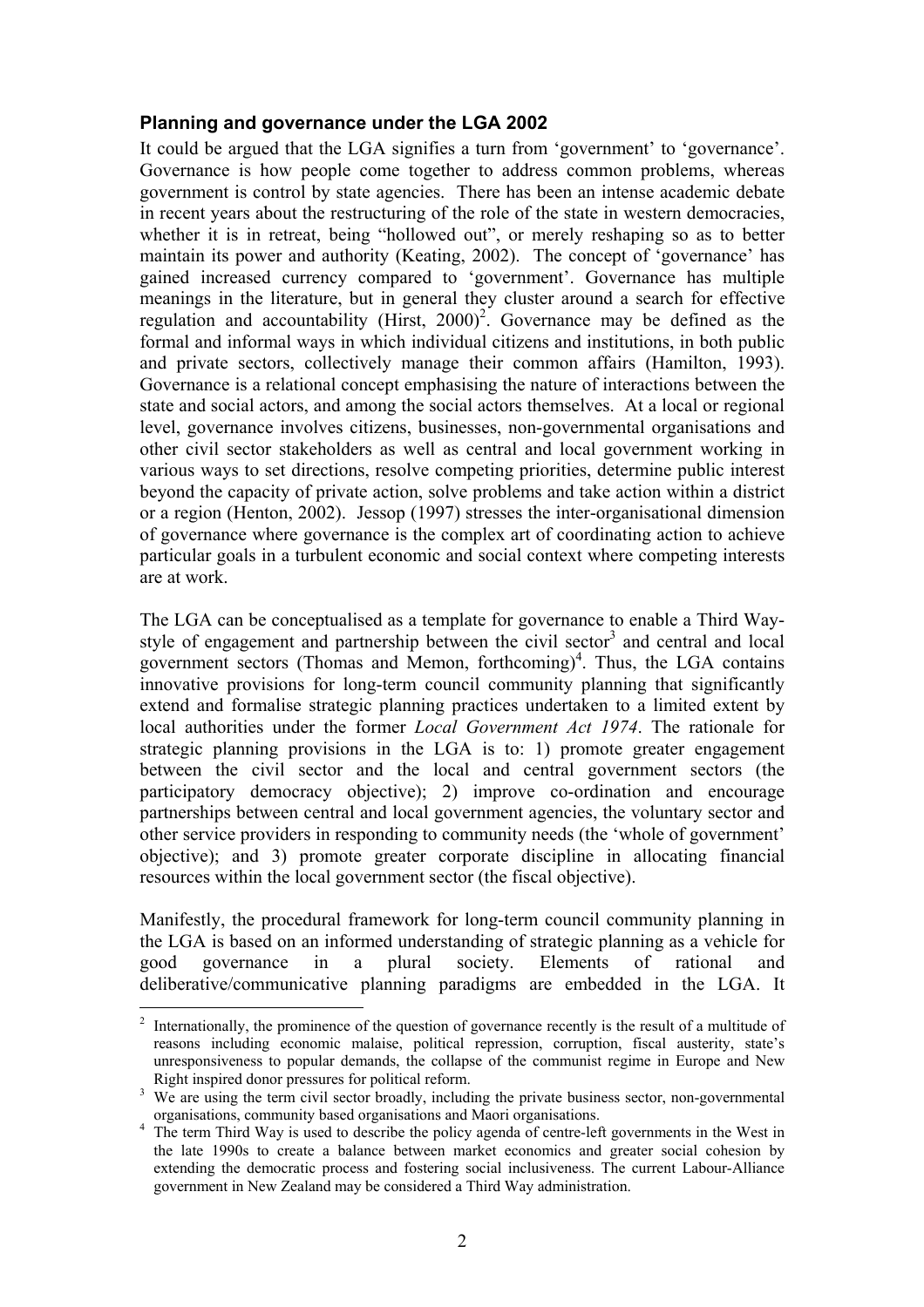### Planning and governance under the LGA 2002

It could be argued that the LGA signifies a turn from 'government' to 'governance'. Governance is how people come together to address common problems, whereas government is control by state agencies. There has been an intense academic debate in recent years about the restructuring of the role of the state in western democracies, whether it is in retreat, being "hollowed out", or merely reshaping so as to better maintain its power and authority (Keating, 2002). The concept of 'governance' has gained increased currency compared to 'government'. Governance has multiple meanings in the literature, but in general they cluster around a search for effective regulation and accountability (Hirst, 2000)[2]. Governance may be defined as the formal and informal ways in which individual citizens and institutions, in both public and private sectors, collectively manage their common affairs (Hamilton, 1993). Governance is a relational concept emphasising the nature of interactions between the state and social actors, and among the social actors themselves. At a local or regional level, governance involves citizens, businesses, non-governmental organisations and other civil sector stakeholders as well as central and local government working in various ways to set directions, resolve competing priorities, determine public interest beyond the capacity of private action, solve problems and take action within a district or a region (Henton, 2002). Jessop (1997) stresses the inter-organisational dimension of governance where governance is the complex art of coordinating action to achieve particular goals in a turbulent economic and social context where competing interests are at work.

The LGA can be conceptualised as a template for governance to enable a Third Way-style of engagement and partnership between the civil sector[3] and central and local government sectors (Thomas and Memon, forthcoming)[4]. Thus, the LGA contains innovative provisions for long-term council community planning that significantly extend and formalise strategic planning practices undertaken to a limited extent by local authorities under the former *Local Government Act 1974*. The rationale for strategic planning provisions in the LGA is to: 1) promote greater engagement between the civil sector and the local and central government sectors (the participatory democracy objective); 2) improve co-ordination and encourage partnerships between central and local government agencies, the voluntary sector and other service providers in responding to community needs (the 'whole of government' objective); and 3) promote greater corporate discipline in allocating financial resources within the local government sector (the fiscal objective).

Manifestly, the procedural framework for long-term council community planning in the LGA is based on an informed understanding of strategic planning as a vehicle for good governance in a plural society. Elements of rational and deliberative/communicative planning paradigms are embedded in the LGA. It

---

[2] Internationally, the prominence of the question of governance recently is the result of a multitude of reasons including economic malaise, political repression, corruption, fiscal austerity, state's unresponsiveness to popular demands, the collapse of the communist regime in Europe and New Right inspired donor pressures for political reform.

[3] We are using the term civil sector broadly, including the private business sector, non-governmental organisations, community based organisations and Maori organisations.

[4] The term Third Way is used to describe the policy agenda of centre-left governments in the West in the late 1990s to create a balance between market economics and greater social cohesion by extending the democratic process and fostering social inclusiveness. The current Labour-Alliance government in New Zealand may be considered a Third Way administration.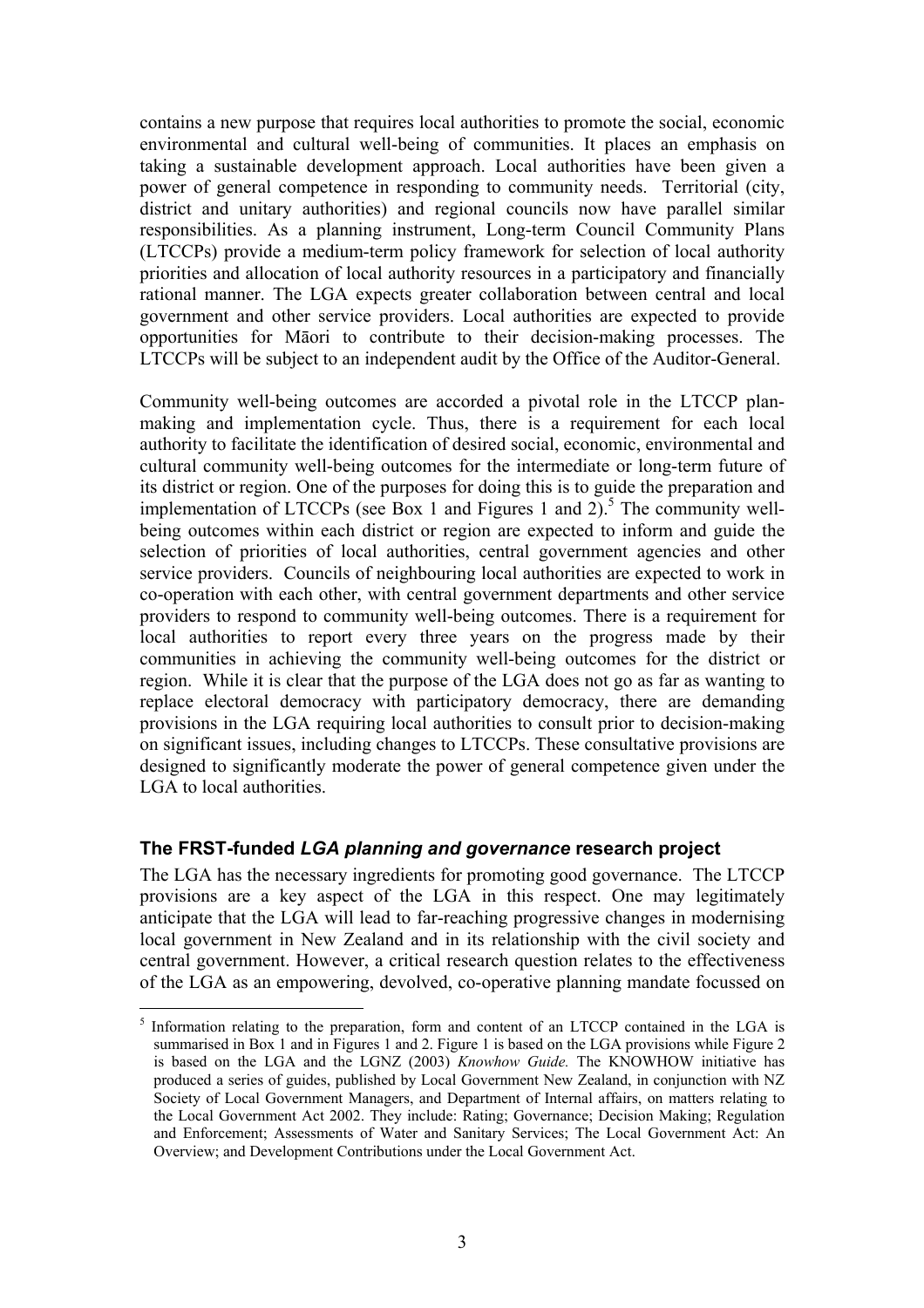contains a new purpose that requires local authorities to promote the social, economic environmental and cultural well-being of communities. It places an emphasis on taking a sustainable development approach. Local authorities have been given a power of general competence in responding to community needs. Territorial (city, district and unitary authorities) and regional councils now have parallel similar responsibilities. As a planning instrument, Long-term Council Community Plans (LTCCPs) provide a medium-term policy framework for selection of local authority priorities and allocation of local authority resources in a participatory and financially rational manner. The LGA expects greater collaboration between central and local government and other service providers. Local authorities are expected to provide opportunities for Māori to contribute to their decision-making processes. The LTCCPs will be subject to an independent audit by the Office of the Auditor-General.

Community well-being outcomes are accorded a pivotal role in the LTCCP plan-making and implementation cycle. Thus, there is a requirement for each local authority to facilitate the identification of desired social, economic, environmental and cultural community well-being outcomes for the intermediate or long-term future of its district or region. One of the purposes for doing this is to guide the preparation and implementation of LTCCPs (see Box 1 and Figures 1 and 2).[5] The community well-being outcomes within each district or region are expected to inform and guide the selection of priorities of local authorities, central government agencies and other service providers. Councils of neighbouring local authorities are expected to work in co-operation with each other, with central government departments and other service providers to respond to community well-being outcomes. There is a requirement for local authorities to report every three years on the progress made by their communities in achieving the community well-being outcomes for the district or region. While it is clear that the purpose of the LGA does not go as far as wanting to replace electoral democracy with participatory democracy, there are demanding provisions in the LGA requiring local authorities to consult prior to decision-making on significant issues, including changes to LTCCPs. These consultative provisions are designed to significantly moderate the power of general competence given under the LGA to local authorities.

## The FRST-funded *LGA planning and governance* research project

The LGA has the necessary ingredients for promoting good governance. The LTCCP provisions are a key aspect of the LGA in this respect. One may legitimately anticipate that the LGA will lead to far-reaching progressive changes in modernising local government in New Zealand and in its relationship with the civil society and central government. However, a critical research question relates to the effectiveness of the LGA as an empowering, devolved, co-operative planning mandate focussed on

---

[5] Information relating to the preparation, form and content of an LTCCP contained in the LGA is summarised in Box 1 and in Figures 1 and 2. Figure 1 is based on the LGA provisions while Figure 2 is based on the LGA and the LGNZ (2003) *Knowhow Guide.* The KNOWHOW initiative has produced a series of guides, published by Local Government New Zealand, in conjunction with NZ Society of Local Government Managers, and Department of Internal affairs, on matters relating to the Local Government Act 2002. They include: Rating; Governance; Decision Making; Regulation and Enforcement; Assessments of Water and Sanitary Services; The Local Government Act: An Overview; and Development Contributions under the Local Government Act.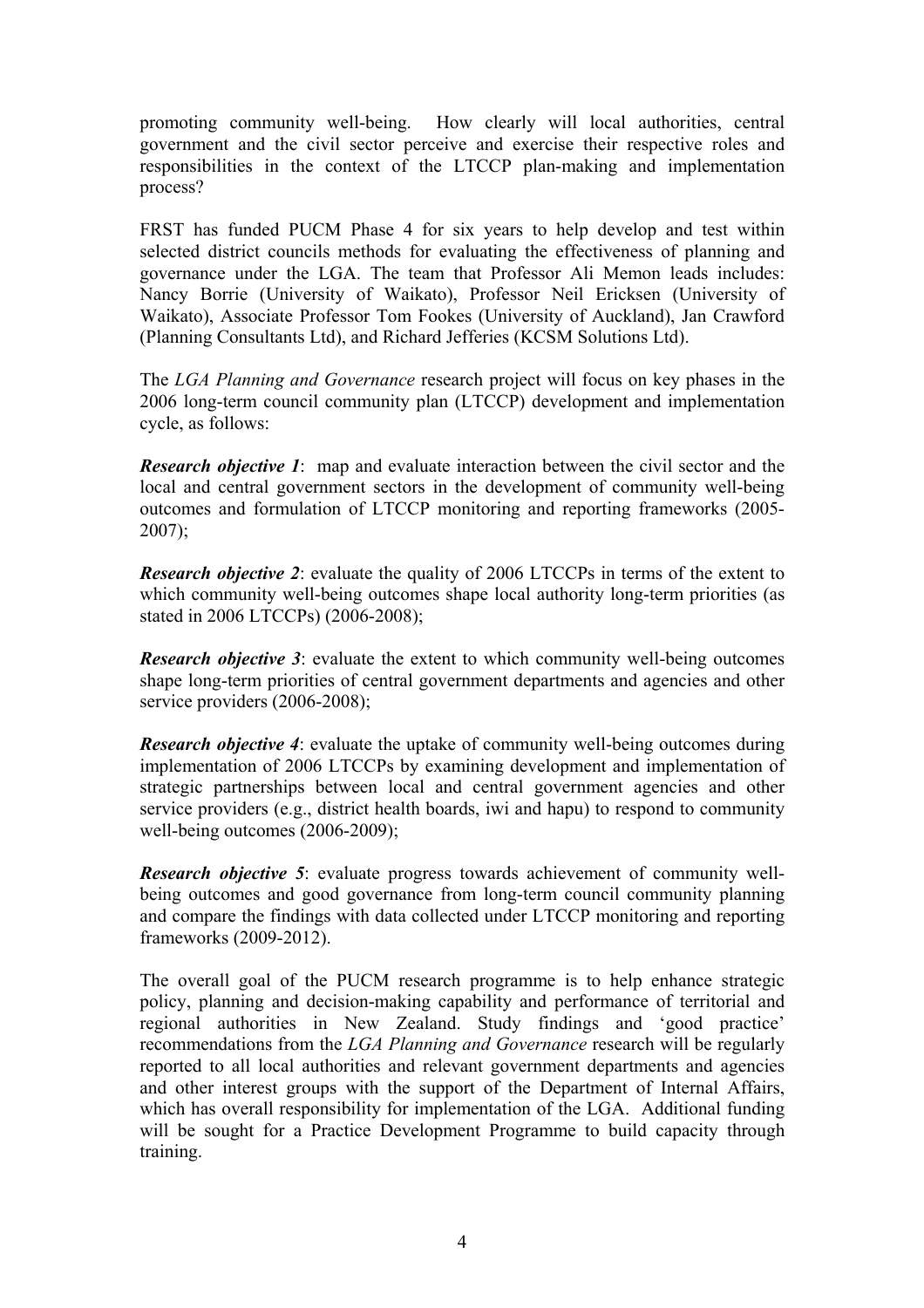promoting community well-being. How clearly will local authorities, central government and the civil sector perceive and exercise their respective roles and responsibilities in the context of the LTCCP plan-making and implementation process?

FRST has funded PUCM Phase 4 for six years to help develop and test within selected district councils methods for evaluating the effectiveness of planning and governance under the LGA. The team that Professor Ali Memon leads includes: Nancy Borrie (University of Waikato), Professor Neil Ericksen (University of Waikato), Associate Professor Tom Fookes (University of Auckland), Jan Crawford (Planning Consultants Ltd), and Richard Jefferies (KCSM Solutions Ltd).

The *LGA Planning and Governance* research project will focus on key phases in the 2006 long-term council community plan (LTCCP) development and implementation cycle, as follows:

***Research objective 1***: map and evaluate interaction between the civil sector and the local and central government sectors in the development of community well-being outcomes and formulation of LTCCP monitoring and reporting frameworks (2005-2007);

***Research objective 2***: evaluate the quality of 2006 LTCCPs in terms of the extent to which community well-being outcomes shape local authority long-term priorities (as stated in 2006 LTCCPs) (2006-2008);

***Research objective 3***: evaluate the extent to which community well-being outcomes shape long-term priorities of central government departments and agencies and other service providers (2006-2008);

***Research objective 4***: evaluate the uptake of community well-being outcomes during implementation of 2006 LTCCPs by examining development and implementation of strategic partnerships between local and central government agencies and other service providers (e.g., district health boards, iwi and hapu) to respond to community well-being outcomes (2006-2009);

***Research objective 5***: evaluate progress towards achievement of community well-being outcomes and good governance from long-term council community planning and compare the findings with data collected under LTCCP monitoring and reporting frameworks (2009-2012).

The overall goal of the PUCM research programme is to help enhance strategic policy, planning and decision-making capability and performance of territorial and regional authorities in New Zealand. Study findings and 'good practice' recommendations from the *LGA Planning and Governance* research will be regularly reported to all local authorities and relevant government departments and agencies and other interest groups with the support of the Department of Internal Affairs, which has overall responsibility for implementation of the LGA. Additional funding will be sought for a Practice Development Programme to build capacity through training.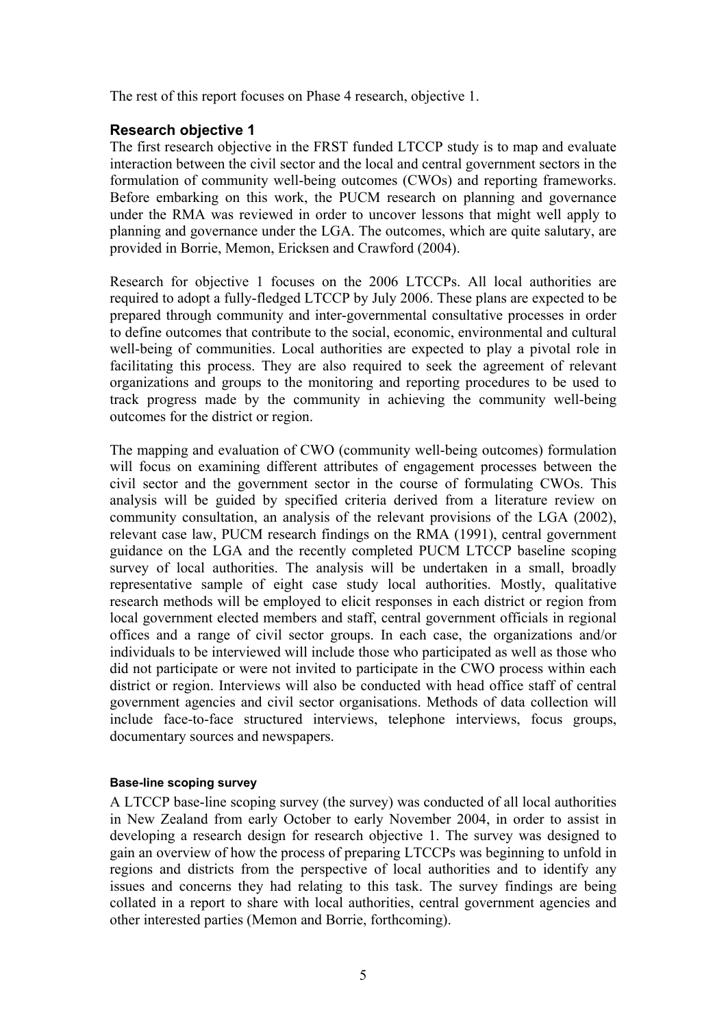The rest of this report focuses on Phase 4 research, objective 1.

## Research objective 1

The first research objective in the FRST funded LTCCP study is to map and evaluate interaction between the civil sector and the local and central government sectors in the formulation of community well-being outcomes (CWOs) and reporting frameworks. Before embarking on this work, the PUCM research on planning and governance under the RMA was reviewed in order to uncover lessons that might well apply to planning and governance under the LGA. The outcomes, which are quite salutary, are provided in Borrie, Memon, Ericksen and Crawford (2004).

Research for objective 1 focuses on the 2006 LTCCPs. All local authorities are required to adopt a fully-fledged LTCCP by July 2006. These plans are expected to be prepared through community and inter-governmental consultative processes in order to define outcomes that contribute to the social, economic, environmental and cultural well-being of communities. Local authorities are expected to play a pivotal role in facilitating this process. They are also required to seek the agreement of relevant organizations and groups to the monitoring and reporting procedures to be used to track progress made by the community in achieving the community well-being outcomes for the district or region.

The mapping and evaluation of CWO (community well-being outcomes) formulation will focus on examining different attributes of engagement processes between the civil sector and the government sector in the course of formulating CWOs. This analysis will be guided by specified criteria derived from a literature review on community consultation, an analysis of the relevant provisions of the LGA (2002), relevant case law, PUCM research findings on the RMA (1991), central government guidance on the LGA and the recently completed PUCM LTCCP baseline scoping survey of local authorities. The analysis will be undertaken in a small, broadly representative sample of eight case study local authorities. Mostly, qualitative research methods will be employed to elicit responses in each district or region from local government elected members and staff, central government officials in regional offices and a range of civil sector groups. In each case, the organizations and/or individuals to be interviewed will include those who participated as well as those who did not participate or were not invited to participate in the CWO process within each district or region. Interviews will also be conducted with head office staff of central government agencies and civil sector organisations. Methods of data collection will include face-to-face structured interviews, telephone interviews, focus groups, documentary sources and newspapers.

#### Base-line scoping survey

A LTCCP base-line scoping survey (the survey) was conducted of all local authorities in New Zealand from early October to early November 2004, in order to assist in developing a research design for research objective 1. The survey was designed to gain an overview of how the process of preparing LTCCPs was beginning to unfold in regions and districts from the perspective of local authorities and to identify any issues and concerns they had relating to this task. The survey findings are being collated in a report to share with local authorities, central government agencies and other interested parties (Memon and Borrie, forthcoming).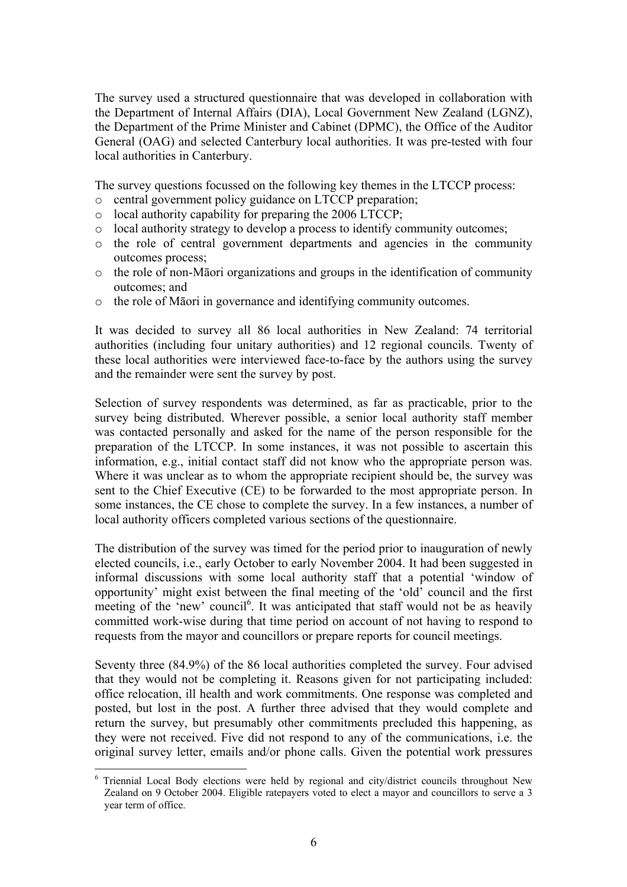The survey used a structured questionnaire that was developed in collaboration with the Department of Internal Affairs (DIA), Local Government New Zealand (LGNZ), the Department of the Prime Minister and Cabinet (DPMC), the Office of the Auditor General (OAG) and selected Canterbury local authorities. It was pre-tested with four local authorities in Canterbury.

The survey questions focussed on the following key themes in the LTCCP process:

- central government policy guidance on LTCCP preparation;
- local authority capability for preparing the 2006 LTCCP;
- local authority strategy to develop a process to identify community outcomes;
- the role of central government departments and agencies in the community outcomes process;
- the role of non-Māori organizations and groups in the identification of community outcomes; and
- the role of Māori in governance and identifying community outcomes.

It was decided to survey all 86 local authorities in New Zealand: 74 territorial authorities (including four unitary authorities) and 12 regional councils. Twenty of these local authorities were interviewed face-to-face by the authors using the survey and the remainder were sent the survey by post.

Selection of survey respondents was determined, as far as practicable, prior to the survey being distributed. Wherever possible, a senior local authority staff member was contacted personally and asked for the name of the person responsible for the preparation of the LTCCP. In some instances, it was not possible to ascertain this information, e.g., initial contact staff did not know who the appropriate person was. Where it was unclear as to whom the appropriate recipient should be, the survey was sent to the Chief Executive (CE) to be forwarded to the most appropriate person. In some instances, the CE chose to complete the survey. In a few instances, a number of local authority officers completed various sections of the questionnaire.

The distribution of the survey was timed for the period prior to inauguration of newly elected councils, i.e., early October to early November 2004. It had been suggested in informal discussions with some local authority staff that a potential 'window of opportunity' might exist between the final meeting of the 'old' council and the first meeting of the 'new' council[6]. It was anticipated that staff would not be as heavily committed work-wise during that time period on account of not having to respond to requests from the mayor and councillors or prepare reports for council meetings.

Seventy three (84.9%) of the 86 local authorities completed the survey. Four advised that they would not be completing it. Reasons given for not participating included: office relocation, ill health and work commitments. One response was completed and posted, but lost in the post. A further three advised that they would complete and return the survey, but presumably other commitments precluded this happening, as they were not received. Five did not respond to any of the communications, i.e. the original survey letter, emails and/or phone calls. Given the potential work pressures

[6] Triennial Local Body elections were held by regional and city/district councils throughout New Zealand on 9 October 2004. Eligible ratepayers voted to elect a mayor and councillors to serve a 3 year term of office.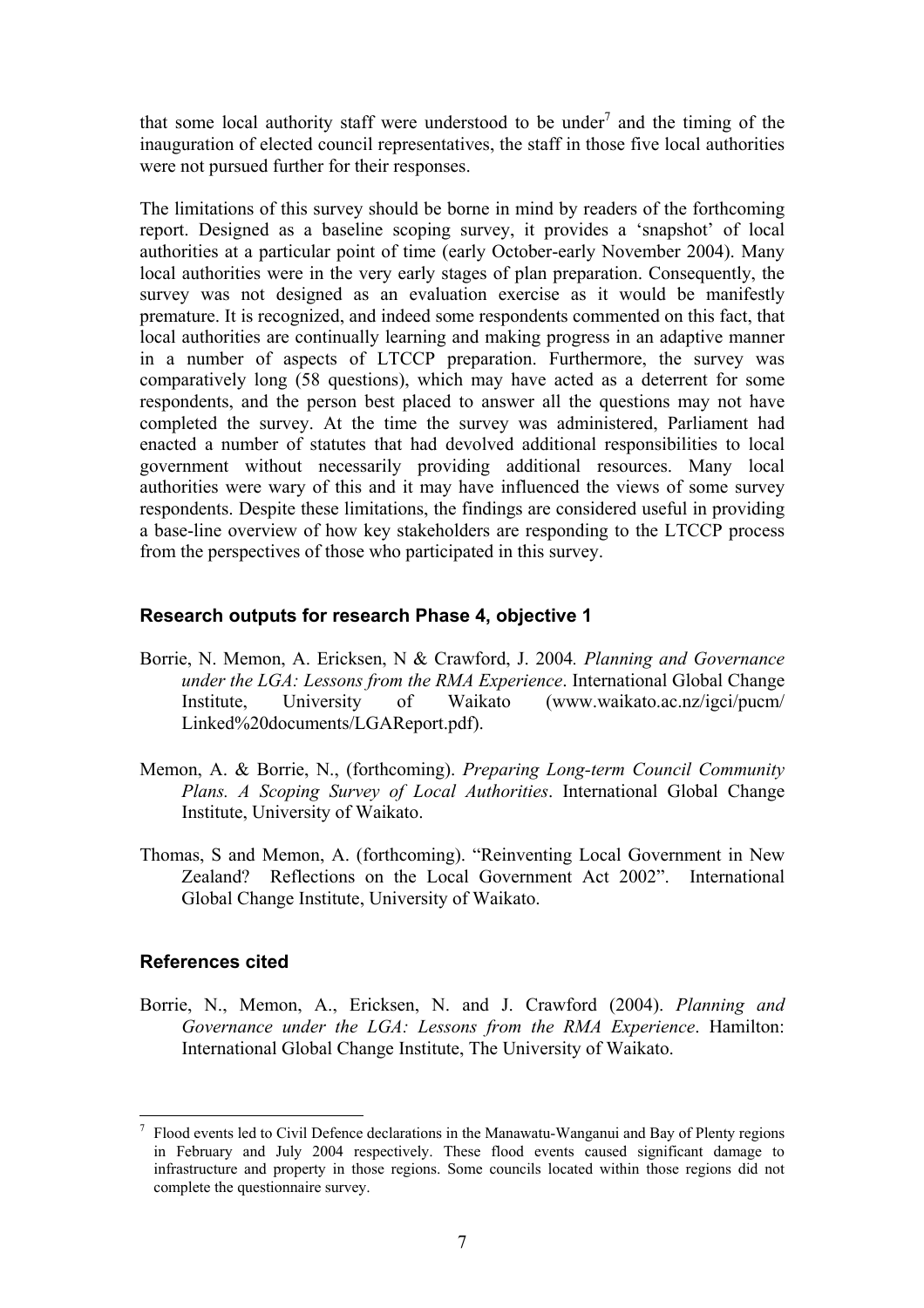that some local authority staff were understood to be under[7] and the timing of the inauguration of elected council representatives, the staff in those five local authorities were not pursued further for their responses.

The limitations of this survey should be borne in mind by readers of the forthcoming report. Designed as a baseline scoping survey, it provides a 'snapshot' of local authorities at a particular point of time (early October-early November 2004). Many local authorities were in the very early stages of plan preparation. Consequently, the survey was not designed as an evaluation exercise as it would be manifestly premature. It is recognized, and indeed some respondents commented on this fact, that local authorities are continually learning and making progress in an adaptive manner in a number of aspects of LTCCP preparation. Furthermore, the survey was comparatively long (58 questions), which may have acted as a deterrent for some respondents, and the person best placed to answer all the questions may not have completed the survey. At the time the survey was administered, Parliament had enacted a number of statutes that had devolved additional responsibilities to local government without necessarily providing additional resources. Many local authorities were wary of this and it may have influenced the views of some survey respondents. Despite these limitations, the findings are considered useful in providing a base-line overview of how key stakeholders are responding to the LTCCP process from the perspectives of those who participated in this survey.

### Research outputs for research Phase 4, objective 1

Borrie, N. Memon, A. Ericksen, N & Crawford, J. 2004. *Planning and Governance under the LGA: Lessons from the RMA Experience*. International Global Change Institute, University of Waikato (www.waikato.ac.nz/igci/pucm/Linked%20documents/LGAReport.pdf).

Memon, A. & Borrie, N., (forthcoming). *Preparing Long-term Council Community Plans. A Scoping Survey of Local Authorities*. International Global Change Institute, University of Waikato.

Thomas, S and Memon, A. (forthcoming). "Reinventing Local Government in New Zealand? Reflections on the Local Government Act 2002". International Global Change Institute, University of Waikato.

### References cited

Borrie, N., Memon, A., Ericksen, N. and J. Crawford (2004). *Planning and Governance under the LGA: Lessons from the RMA Experience*. Hamilton: International Global Change Institute, The University of Waikato.

---

[7] Flood events led to Civil Defence declarations in the Manawatu-Wanganui and Bay of Plenty regions in February and July 2004 respectively. These flood events caused significant damage to infrastructure and property in those regions. Some councils located within those regions did not complete the questionnaire survey.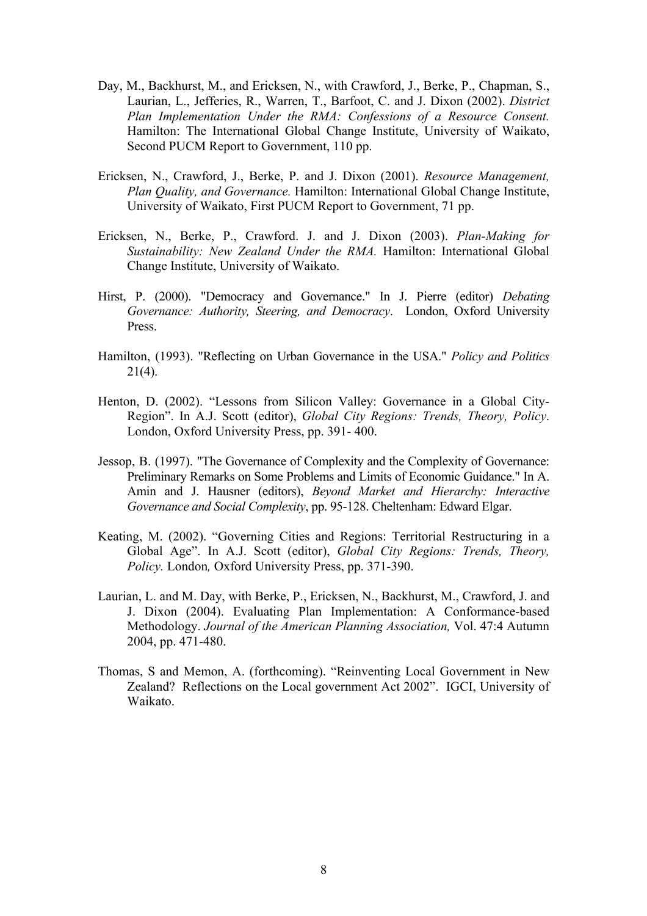Day, M., Backhurst, M., and Ericksen, N., with Crawford, J., Berke, P., Chapman, S., Laurian, L., Jefferies, R., Warren, T., Barfoot, C. and J. Dixon (2002). *District Plan Implementation Under the RMA: Confessions of a Resource Consent.* Hamilton: The International Global Change Institute, University of Waikato, Second PUCM Report to Government, 110 pp.

Ericksen, N., Crawford, J., Berke, P. and J. Dixon (2001). *Resource Management, Plan Quality, and Governance.* Hamilton: International Global Change Institute, University of Waikato, First PUCM Report to Government, 71 pp.

Ericksen, N., Berke, P., Crawford. J. and J. Dixon (2003). *Plan-Making for Sustainability: New Zealand Under the RMA.* Hamilton: International Global Change Institute, University of Waikato.

Hirst, P. (2000). "Democracy and Governance." In J. Pierre (editor) *Debating Governance: Authority, Steering, and Democracy*. London, Oxford University Press.

Hamilton, (1993). "Reflecting on Urban Governance in the USA." *Policy and Politics* 21(4).

Henton, D. (2002). "Lessons from Silicon Valley: Governance in a Global City-Region". In A.J. Scott (editor), *Global City Regions: Trends, Theory, Policy*. London, Oxford University Press, pp. 391- 400.

Jessop, B. (1997). "The Governance of Complexity and the Complexity of Governance: Preliminary Remarks on Some Problems and Limits of Economic Guidance." In A. Amin and J. Hausner (editors), *Beyond Market and Hierarchy: Interactive Governance and Social Complexity*, pp. 95-128. Cheltenham: Edward Elgar.

Keating, M. (2002). "Governing Cities and Regions: Territorial Restructuring in a Global Age". In A.J. Scott (editor), *Global City Regions: Trends, Theory, Policy.* London*,* Oxford University Press, pp. 371-390.

Laurian, L. and M. Day, with Berke, P., Ericksen, N., Backhurst, M., Crawford, J. and J. Dixon (2004). Evaluating Plan Implementation: A Conformance-based Methodology. *Journal of the American Planning Association,* Vol. 47:4 Autumn 2004, pp. 471-480.

Thomas, S and Memon, A. (forthcoming). "Reinventing Local Government in New Zealand? Reflections on the Local government Act 2002". IGCI, University of Waikato.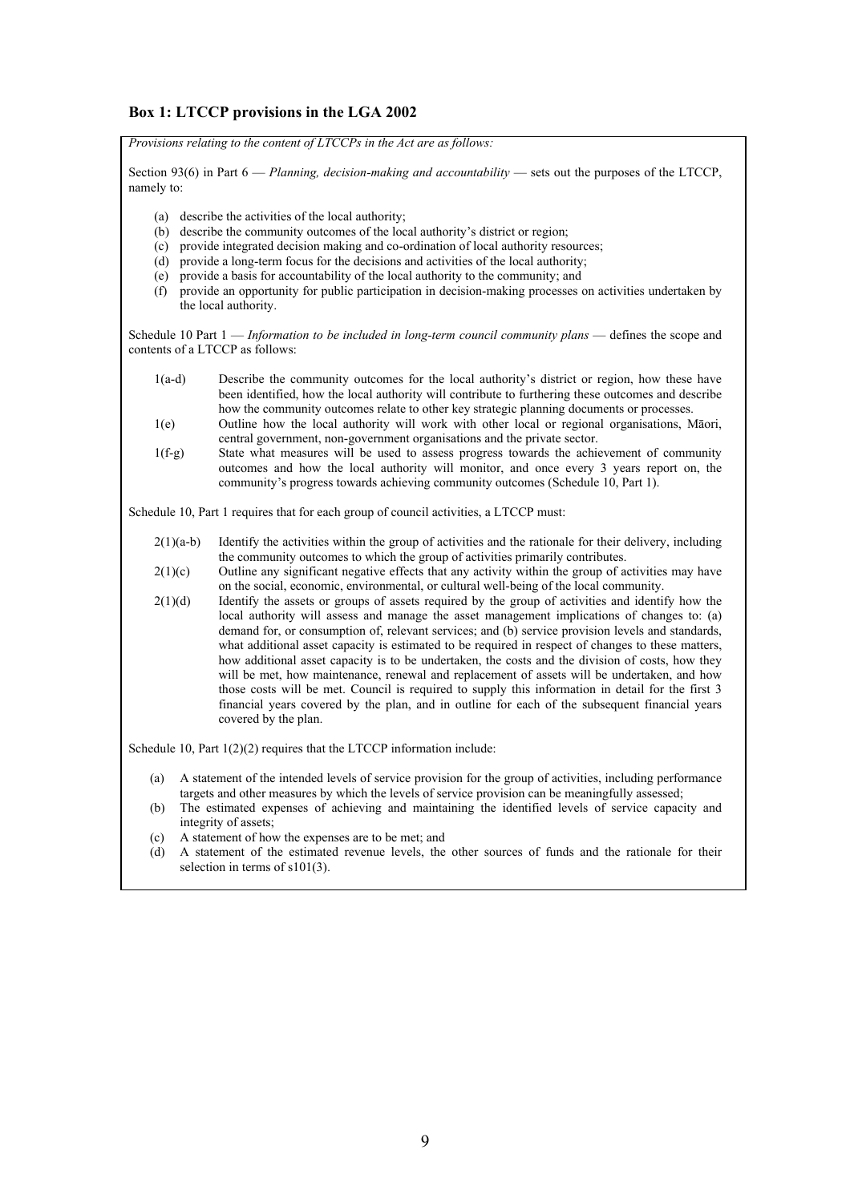### Box 1: LTCCP provisions in the LGA 2002

*Provisions relating to the content of LTCCPs in the Act are as follows:*

Section 93(6) in Part 6 — *Planning, decision-making and accountability* — sets out the purposes of the LTCCP, namely to:

- (a) describe the activities of the local authority;
- (b) describe the community outcomes of the local authority's district or region;
- (c) provide integrated decision making and co-ordination of local authority resources;
- (d) provide a long-term focus for the decisions and activities of the local authority;
- (e) provide a basis for accountability of the local authority to the community; and
- (f) provide an opportunity for public participation in decision-making processes on activities undertaken by the local authority.

Schedule 10 Part 1 — *Information to be included in long-term council community plans* — defines the scope and contents of a LTCCP as follows:

- 1(a-d) Describe the community outcomes for the local authority's district or region, how these have been identified, how the local authority will contribute to furthering these outcomes and describe how the community outcomes relate to other key strategic planning documents or processes.
- 1(e) Outline how the local authority will work with other local or regional organisations, Māori, central government, non-government organisations and the private sector.
- 1(f-g) State what measures will be used to assess progress towards the achievement of community outcomes and how the local authority will monitor, and once every 3 years report on, the community's progress towards achieving community outcomes (Schedule 10, Part 1).

Schedule 10, Part 1 requires that for each group of council activities, a LTCCP must:

- 2(1)(a-b) Identify the activities within the group of activities and the rationale for their delivery, including the community outcomes to which the group of activities primarily contributes.
- 2(1)(c) Outline any significant negative effects that any activity within the group of activities may have on the social, economic, environmental, or cultural well-being of the local community.
- 2(1)(d) Identify the assets or groups of assets required by the group of activities and identify how the local authority will assess and manage the asset management implications of changes to: (a) demand for, or consumption of, relevant services; and (b) service provision levels and standards, what additional asset capacity is estimated to be required in respect of changes to these matters, how additional asset capacity is to be undertaken, the costs and the division of costs, how they will be met, how maintenance, renewal and replacement of assets will be undertaken, and how those costs will be met. Council is required to supply this information in detail for the first 3 financial years covered by the plan, and in outline for each of the subsequent financial years covered by the plan.

Schedule 10, Part 1(2)(2) requires that the LTCCP information include:

- (a) A statement of the intended levels of service provision for the group of activities, including performance targets and other measures by which the levels of service provision can be meaningfully assessed;
- (b) The estimated expenses of achieving and maintaining the identified levels of service capacity and integrity of assets;
- (c) A statement of how the expenses are to be met; and
- (d) A statement of the estimated revenue levels, the other sources of funds and the rationale for their selection in terms of s101(3).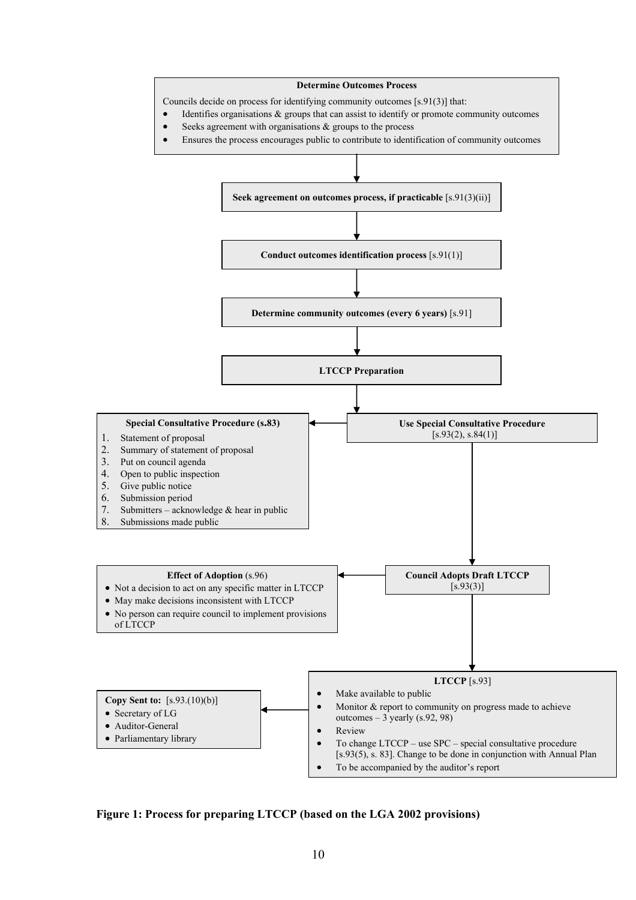**Determine Outcomes Process**

Councils decide on process for identifying community outcomes [s.91(3)] that:

- Identifies organisations & groups that can assist to identify or promote community outcomes
- Seeks agreement with organisations & groups to the process
- Ensures the process encourages public to contribute to identification of community outcomes

↓

**Seek agreement on outcomes process, if practicable** [s.91(3)(ii)]

↓

**Conduct outcomes identification process** [s.91(1)]

↓

**Determine community outcomes (every 6 years)** [s.91]

↓

**LTCCP Preparation**

↓

**Use Special Consultative Procedure** [s.93(2), s.84(1)]

→ **Special Consultative Procedure (s.83)**

1. Statement of proposal
2. Summary of statement of proposal
3. Put on council agenda
4. Open to public inspection
5. Give public notice
6. Submission period
7. Submitters – acknowledge & hear in public
8. Submissions made public

↓

**Council Adopts Draft LTCCP** [s.93(3)]

→ **Effect of Adoption** (s.96)

- Not a decision to act on any specific matter in LTCCP
- May make decisions inconsistent with LTCCP
- No person can require council to implement provisions of LTCCP

↓

**LTCCP** [s.93]

- Make available to public
- Monitor & report to community on progress made to achieve outcomes – 3 yearly (s.92, 98)
- Review
- To change LTCCP – use SPC – special consultative procedure [s.93(5), s. 83]. Change to be done in conjunction with Annual Plan
- To be accompanied by the auditor's report

→ **Copy Sent to:** [s.93.(10)(b)]

- Secretary of LG
- Auditor-General
- Parliamentary library

**Figure 1: Process for preparing LTCCP (based on the LGA 2002 provisions)**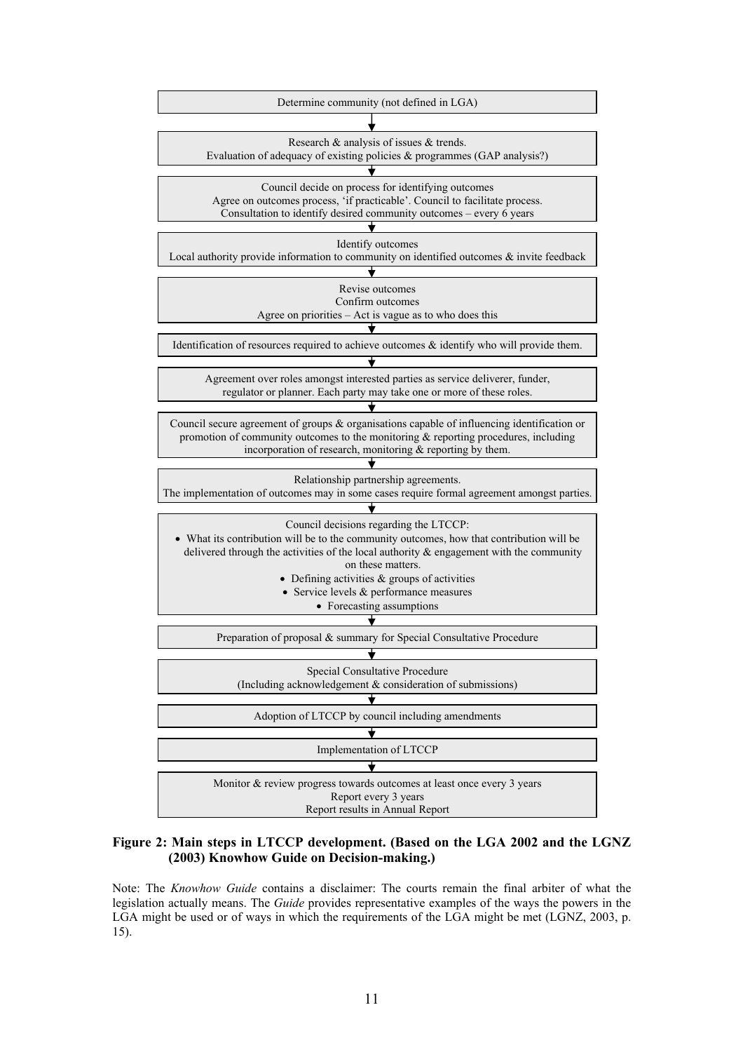Determine community (not defined in LGA)

↓

Research & analysis of issues & trends.
Evaluation of adequacy of existing policies & programmes (GAP analysis?)

↓

Council decide on process for identifying outcomes
Agree on outcomes process, 'if practicable'. Council to facilitate process.
Consultation to identify desired community outcomes – every 6 years

↓

Identify outcomes
Local authority provide information to community on identified outcomes & invite feedback

↓

Revise outcomes
Confirm outcomes
Agree on priorities – Act is vague as to who does this

↓

Identification of resources required to achieve outcomes & identify who will provide them.

↓

Agreement over roles amongst interested parties as service deliverer, funder, regulator or planner. Each party may take one or more of these roles.

↓

Council secure agreement of groups & organisations capable of influencing identification or promotion of community outcomes to the monitoring & reporting procedures, including incorporation of research, monitoring & reporting by them.

↓

Relationship partnership agreements.
The implementation of outcomes may in some cases require formal agreement amongst parties.

↓

Council decisions regarding the LTCCP:

- What its contribution will be to the community outcomes, how that contribution will be delivered through the activities of the local authority & engagement with the community on these matters.
- Defining activities & groups of activities
- Service levels & performance measures
- Forecasting assumptions

↓

Preparation of proposal & summary for Special Consultative Procedure

↓

Special Consultative Procedure
(Including acknowledgement & consideration of submissions)

↓

Adoption of LTCCP by council including amendments

↓

Implementation of LTCCP

↓

Monitor & review progress towards outcomes at least once every 3 years
Report every 3 years
Report results in Annual Report

**Figure 2: Main steps in LTCCP development. (Based on the LGA 2002 and the LGNZ (2003) Knowhow Guide on Decision-making.)**

Note: The *Knowhow Guide* contains a disclaimer: The courts remain the final arbiter of what the legislation actually means. The *Guide* provides representative examples of the ways the powers in the LGA might be used or of ways in which the requirements of the LGA might be met (LGNZ, 2003, p. 15).